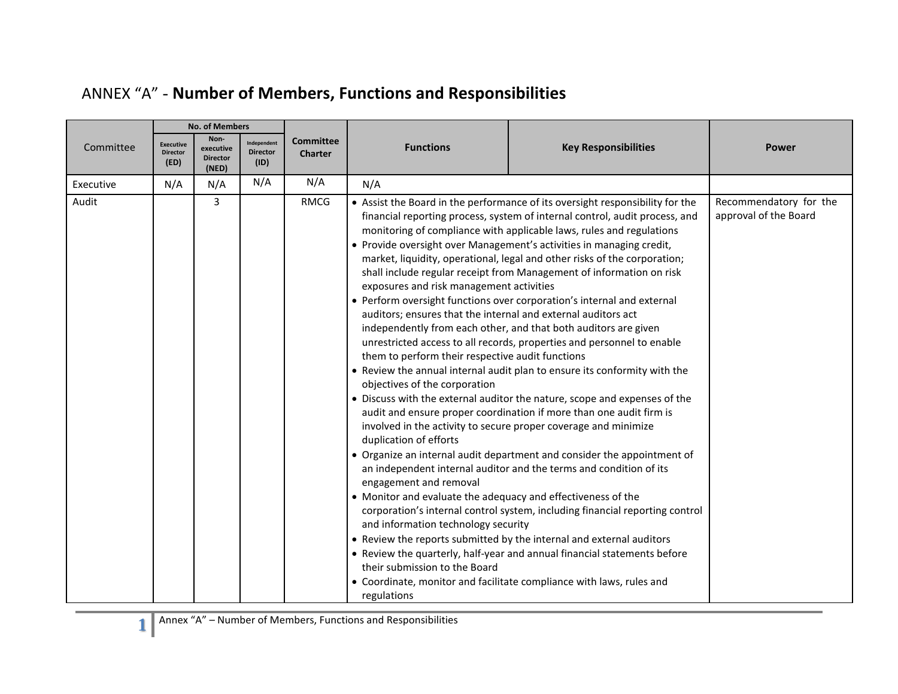# ANNEX "A" - **Number of Members, Functions and Responsibilities**

| Committee | No. of Members | | | Committee Charter | Functions | Key Responsibilities | Power |
|---|---|---|---|---|---|---|---|
| | Executive Director (ED) | Non-executive Director (NED) | Independent Director (ID) | | | | |
| Executive | N/A | N/A | N/A | N/A | N/A | | |
| Audit | | 3 | | RMCG | • Assist the Board in the performance of its oversight responsibility for the financial reporting process, system of internal control, audit process, and monitoring of compliance with applicable laws, rules and regulations<br>• Provide oversight over Management's activities in managing credit, market, liquidity, operational, legal and other risks of the corporation; shall include regular receipt from Management of information on risk exposures and risk management activities<br>• Perform oversight functions over corporation's internal and external auditors; ensures that the internal and external auditors act independently from each other, and that both auditors are given unrestricted access to all records, properties and personnel to enable them to perform their respective audit functions<br>• Review the annual internal audit plan to ensure its conformity with the objectives of the corporation<br>• Discuss with the external auditor the nature, scope and expenses of the audit and ensure proper coordination if more than one audit firm is involved in the activity to secure proper coverage and minimize duplication of efforts<br>• Organize an internal audit department and consider the appointment of an independent internal auditor and the terms and condition of its engagement and removal<br>• Monitor and evaluate the adequacy and effectiveness of the corporation's internal control system, including financial reporting control and information technology security<br>• Review the reports submitted by the internal and external auditors<br>• Review the quarterly, half-year and annual financial statements before their submission to the Board<br>• Coordinate, monitor and facilitate compliance with laws, rules and regulations | | Recommendatory for the approval of the Board |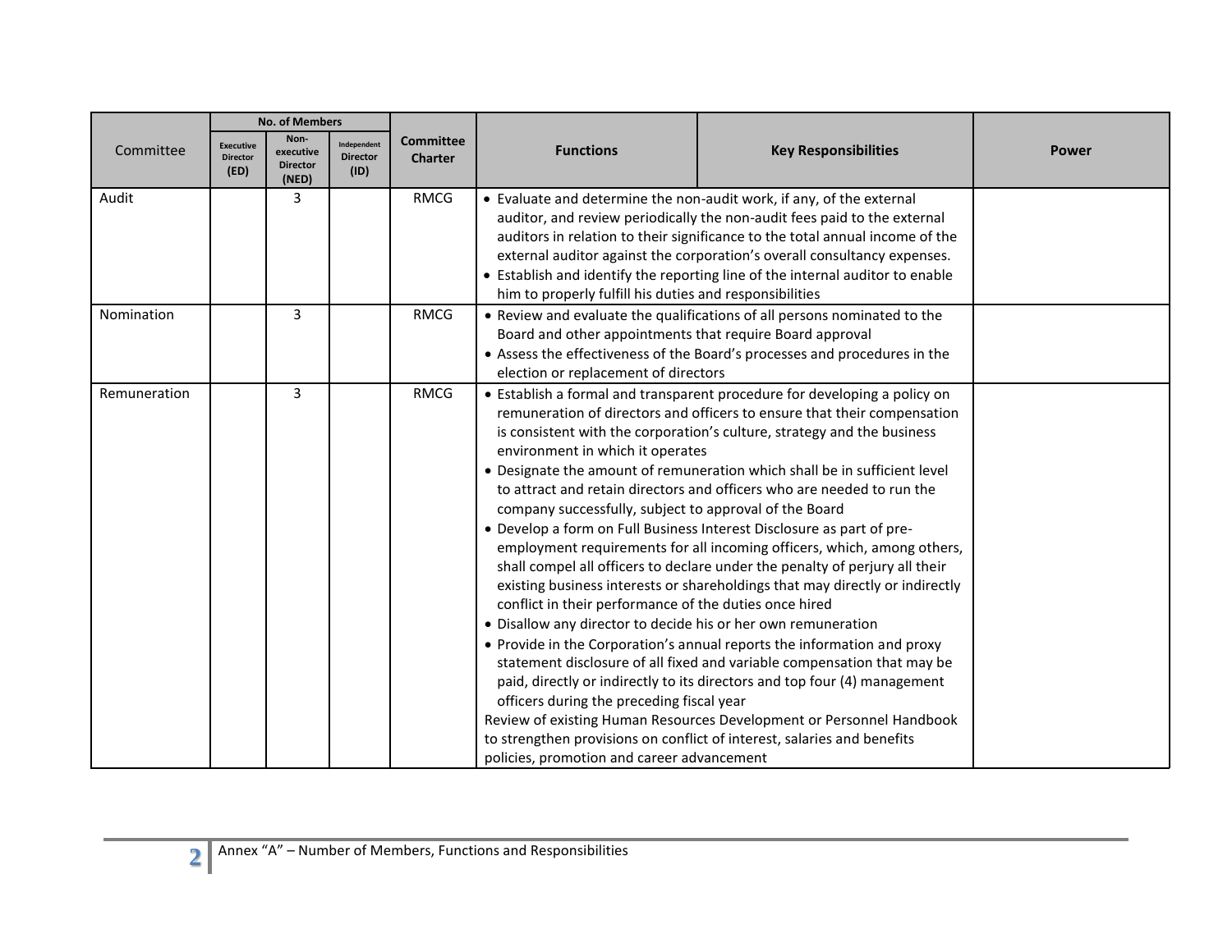| Committee | No. of Members | | | Committee Charter | Functions | Key Responsibilities | Power |
|---|---|---|---|---|---|---|---|
| | Executive Director (ED) | Non-executive Director (NED) | Independent Director (ID) | | | | |
| Audit | | 3 | | RMCG | • Evaluate and determine the non-audit work, if any, of the external auditor, and review periodically the non-audit fees paid to the external auditors in relation to their significance to the total annual income of the external auditor against the corporation's overall consultancy expenses.<br>• Establish and identify the reporting line of the internal auditor to enable him to properly fulfill his duties and responsibilities | | |
| Nomination | | 3 | | RMCG | • Review and evaluate the qualifications of all persons nominated to the Board and other appointments that require Board approval<br>• Assess the effectiveness of the Board's processes and procedures in the election or replacement of directors | | |
| Remuneration | | 3 | | RMCG | • Establish a formal and transparent procedure for developing a policy on remuneration of directors and officers to ensure that their compensation is consistent with the corporation's culture, strategy and the business environment in which it operates<br>• Designate the amount of remuneration which shall be in sufficient level to attract and retain directors and officers who are needed to run the company successfully, subject to approval of the Board<br>• Develop a form on Full Business Interest Disclosure as part of pre-employment requirements for all incoming officers, which, among others, shall compel all officers to declare under the penalty of perjury all their existing business interests or shareholdings that may directly or indirectly conflict in their performance of the duties once hired<br>• Disallow any director to decide his or her own remuneration<br>• Provide in the Corporation's annual reports the information and proxy statement disclosure of all fixed and variable compensation that may be paid, directly or indirectly to its directors and top four (4) management officers during the preceding fiscal year<br>Review of existing Human Resources Development or Personnel Handbook to strengthen provisions on conflict of interest, salaries and benefits policies, promotion and career advancement | | |

Annex "A" – Number of Members, Functions and Responsibilities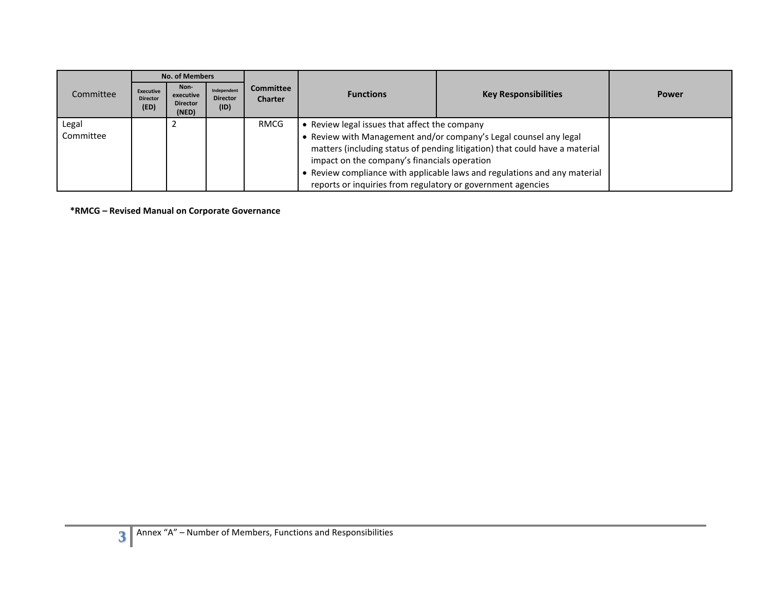| Committee | No. of Members | | | Committee Charter | Functions | Key Responsibilities | Power |
|---|---|---|---|---|---|---|---|
| | Executive Director (ED) | Non-executive Director (NED) | Independent Director (ID) | | | | |
| Legal Committee | | 2 | | RMCG | • Review legal issues that affect the company<br>• Review with Management and/or company's Legal counsel any legal matters (including status of pending litigation) that could have a material impact on the company's financials operation<br>• Review compliance with applicable laws and regulations and any material reports or inquiries from regulatory or government agencies | | |

**\*RMCG – Revised Manual on Corporate Governance**